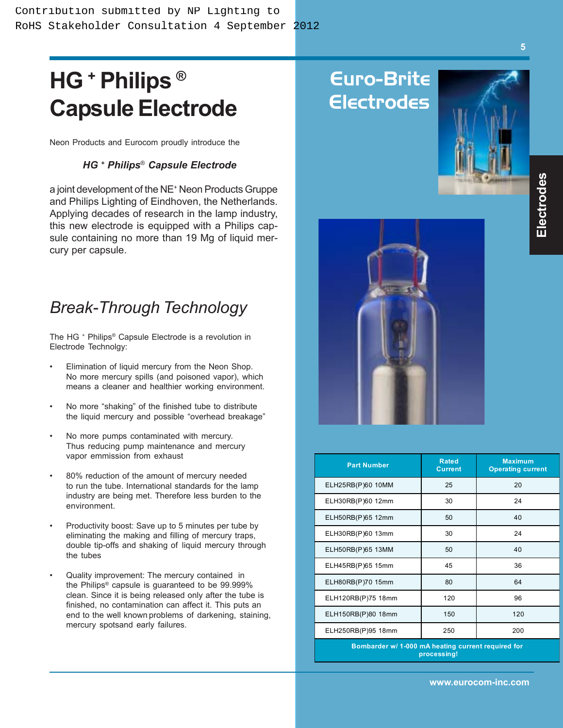Contribution submitted by NP Lighting to RoHS Stakeholder Consultation 4 September 2012

# HG + Philips ® Capsule Electrode

Neon Products and Eurocom proudly introduce the

***HG + Philips® Capsule Electrode***

a joint development of the NE+ Neon Products Gruppe and Philips Lighting of Eindhoven, the Netherlands. Applying decades of research in the lamp industry, this new electrode is equipped with a Philips capsule containing no more than 19 Mg of liquid mercury per capsule.

## *Break-Through Technology*

The HG + Philips® Capsule Electrode is a revolution in Electrode Technolgy:

- Elimination of liquid mercury from the Neon Shop. No more mercury spills (and poisoned vapor), which means a cleaner and healthier working environment.
- No more "shaking" of the finished tube to distribute the liquid mercury and possible "overhead breakage"
- No more pumps contaminated with mercury. Thus reducing pump maintenance and mercury vapor emmission from exhaust
- 80% reduction of the amount of mercury needed to run the tube. International standards for the lamp industry are being met. Therefore less burden to the environment.
- Productivity boost: Save up to 5 minutes per tube by eliminating the making and filling of mercury traps, double tip-offs and shaking of liquid mercury through the tubes
- Quality improvement: The mercury contained in the Philips® capsule is guaranteed to be 99.999% clean. Since it is being released only after the tube is finished, no contamination can affect it. This puts an end to the well known problems of darkening, staining, mercury spotsand early failures.

# Euro-Brite Electrodes

Electrodes

| Part Number | Rated Current | Maximum Operating current |
|---|---|---|
| ELH25RB(P)60 10MM | 25 | 20 |
| ELH30RB(P)60 12mm | 30 | 24 |
| ELH50RB(P)65 12mm | 50 | 40 |
| ELH30RB(P)60 13mm | 30 | 24 |
| ELH50RB(P)65 13MM | 50 | 40 |
| ELH45RB(P)65 15mm | 45 | 36 |
| ELH80RB(P)70 15mm | 80 | 64 |
| ELH120RB(P)75 18mm | 120 | 96 |
| ELH150RB(P)80 18mm | 150 | 120 |
| ELH250RB(P)95 18mm | 250 | 200 |

**Bombarder w/ 1-000 mA heating current required for processing!**

www.eurocom-inc.com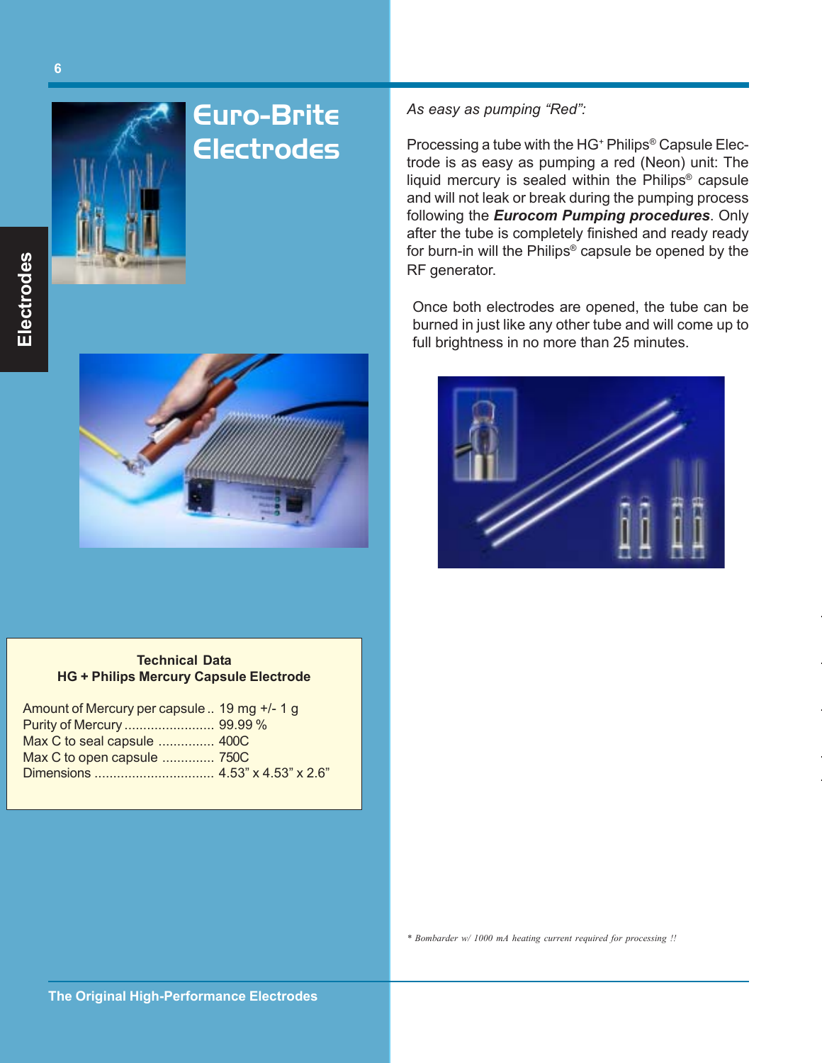# Euro-Brite Electrodes

Electrodes

*As easy as pumping "Red":*

Processing a tube with the HG+ Philips® Capsule Electrode is as easy as pumping a red (Neon) unit: The liquid mercury is sealed within the Philips® capsule and will not leak or break during the pumping process following the ***Eurocom Pumping procedures***. Only after the tube is completely finished and ready ready for burn-in will the Philips® capsule be opened by the RF generator.

Once both electrodes are opened, the tube can be burned in just like any other tube and will come up to full brightness in no more than 25 minutes.

**Technical Data**
**HG + Philips Mercury Capsule Electrode**

| | |
|---|---|
| Amount of Mercury per capsule | 19 mg +/- 1 g |
| Purity of Mercury | 99.99 % |
| Max C to seal capsule | 400C |
| Max C to open capsule | 750C |
| Dimensions | 4.53" x 4.53" x 2.6" |

*\* Bombarder w/ 1000 mA heating current required for processing !!*

**The Original High-Performance Electrodes**